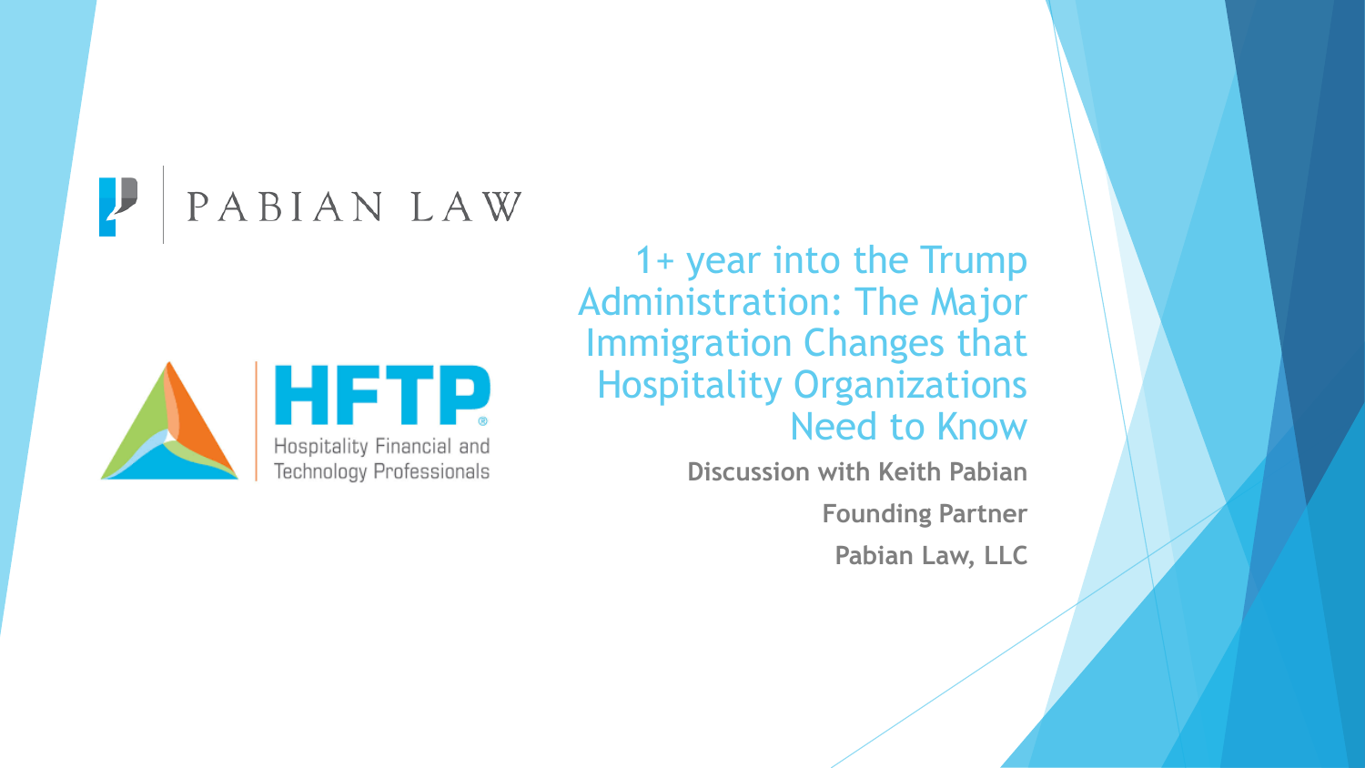PABIAN LAW

HFTP
Hospitality Financial and Technology Professionals

# 1+ year into the Trump Administration: The Major Immigration Changes that Hospitality Organizations Need to Know

**Discussion with Keith Pabian**

**Founding Partner**

**Pabian Law, LLC**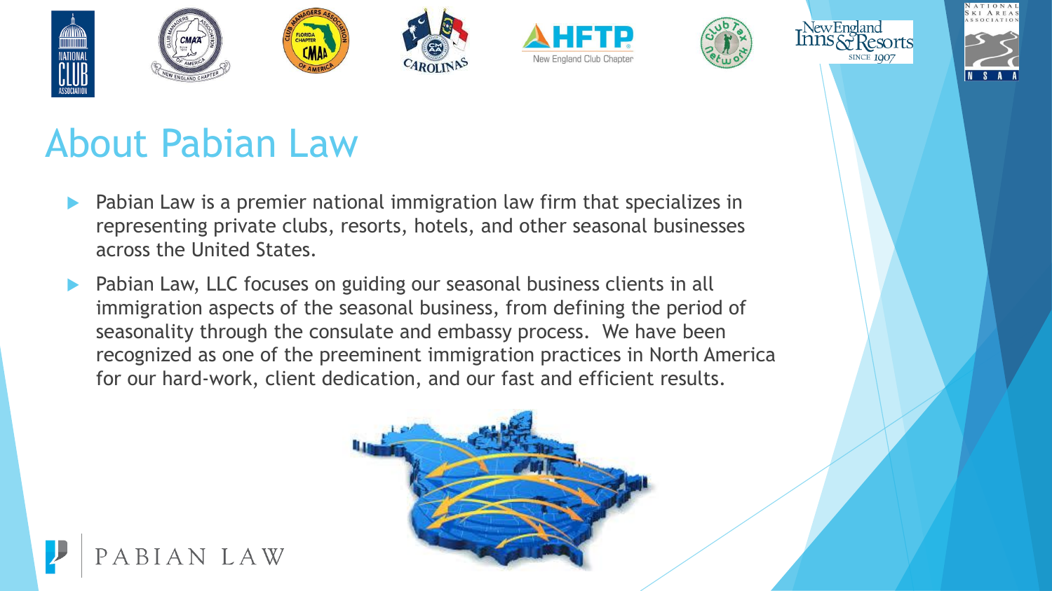# About Pabian Law

- Pabian Law is a premier national immigration law firm that specializes in representing private clubs, resorts, hotels, and other seasonal businesses across the United States.
- Pabian Law, LLC focuses on guiding our seasonal business clients in all immigration aspects of the seasonal business, from defining the period of seasonality through the consulate and embassy process. We have been recognized as one of the preeminent immigration practices in North America for our hard-work, client dedication, and our fast and efficient results.

PABIAN LAW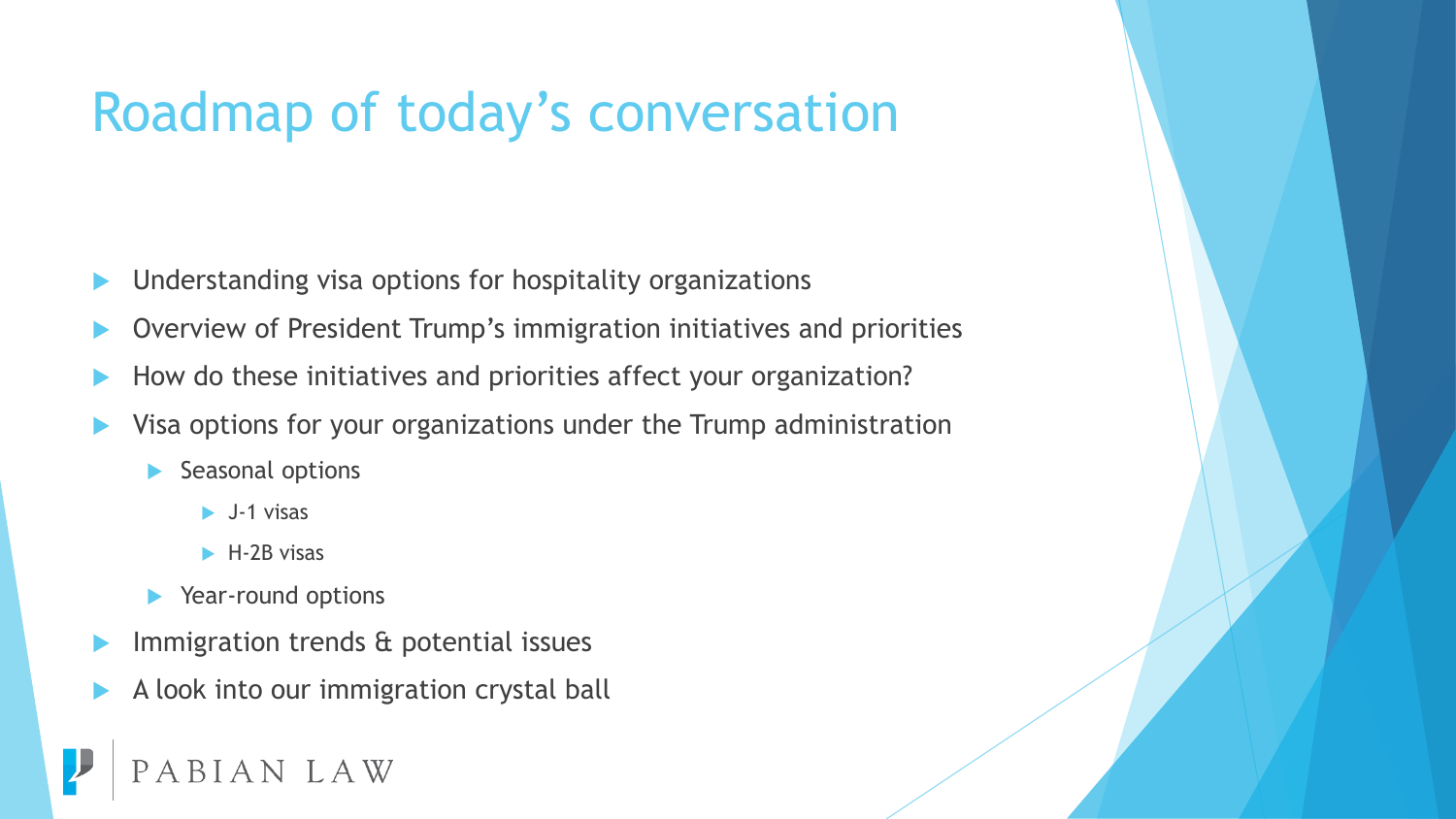# Roadmap of today's conversation

- Understanding visa options for hospitality organizations
- Overview of President Trump's immigration initiatives and priorities
- How do these initiatives and priorities affect your organization?
- Visa options for your organizations under the Trump administration
  - Seasonal options
    - J-1 visas
    - H-2B visas
  - Year-round options
- Immigration trends & potential issues
- A look into our immigration crystal ball

PABIAN LAW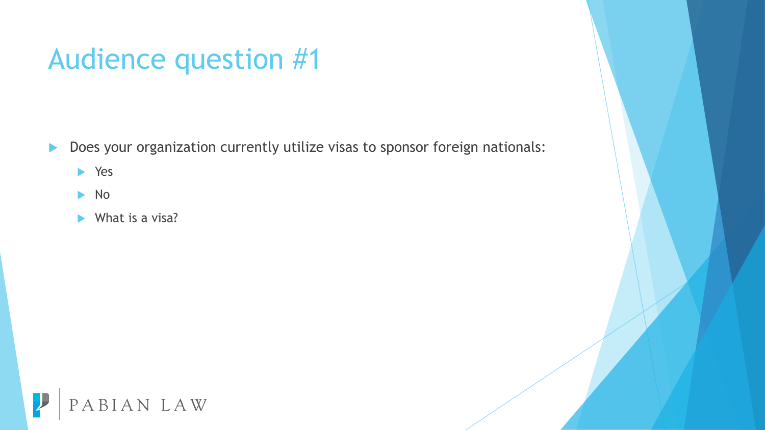# Audience question #1

- Does your organization currently utilize visas to sponsor foreign nationals:
  - Yes
  - No
  - What is a visa?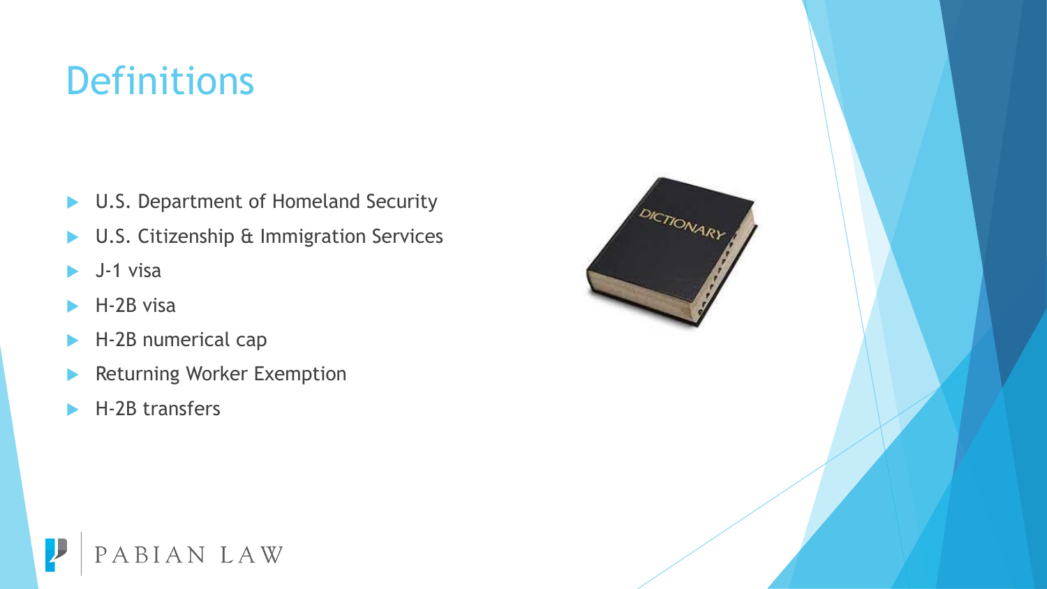# Definitions

- U.S. Department of Homeland Security
- U.S. Citizenship & Immigration Services
- J-1 visa
- H-2B visa
- H-2B numerical cap
- Returning Worker Exemption
- H-2B transfers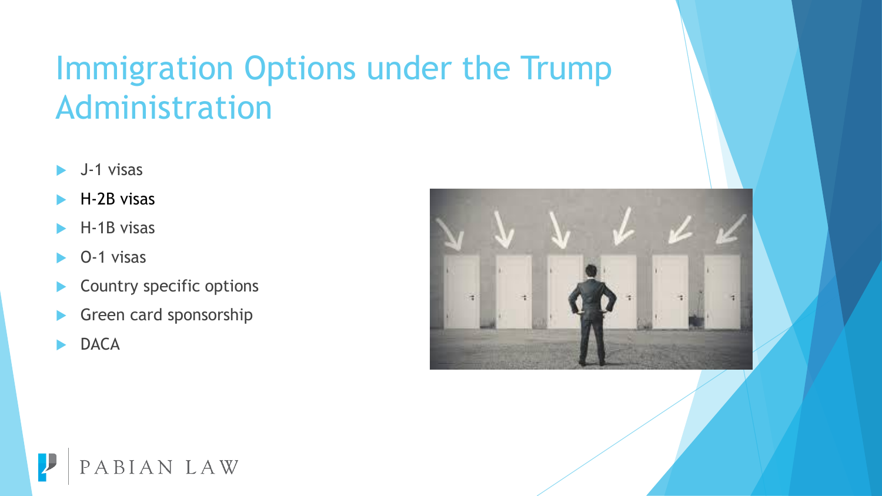# Immigration Options under the Trump Administration

- J-1 visas
- H-2B visas
- H-1B visas
- O-1 visas
- Country specific options
- Green card sponsorship
- DACA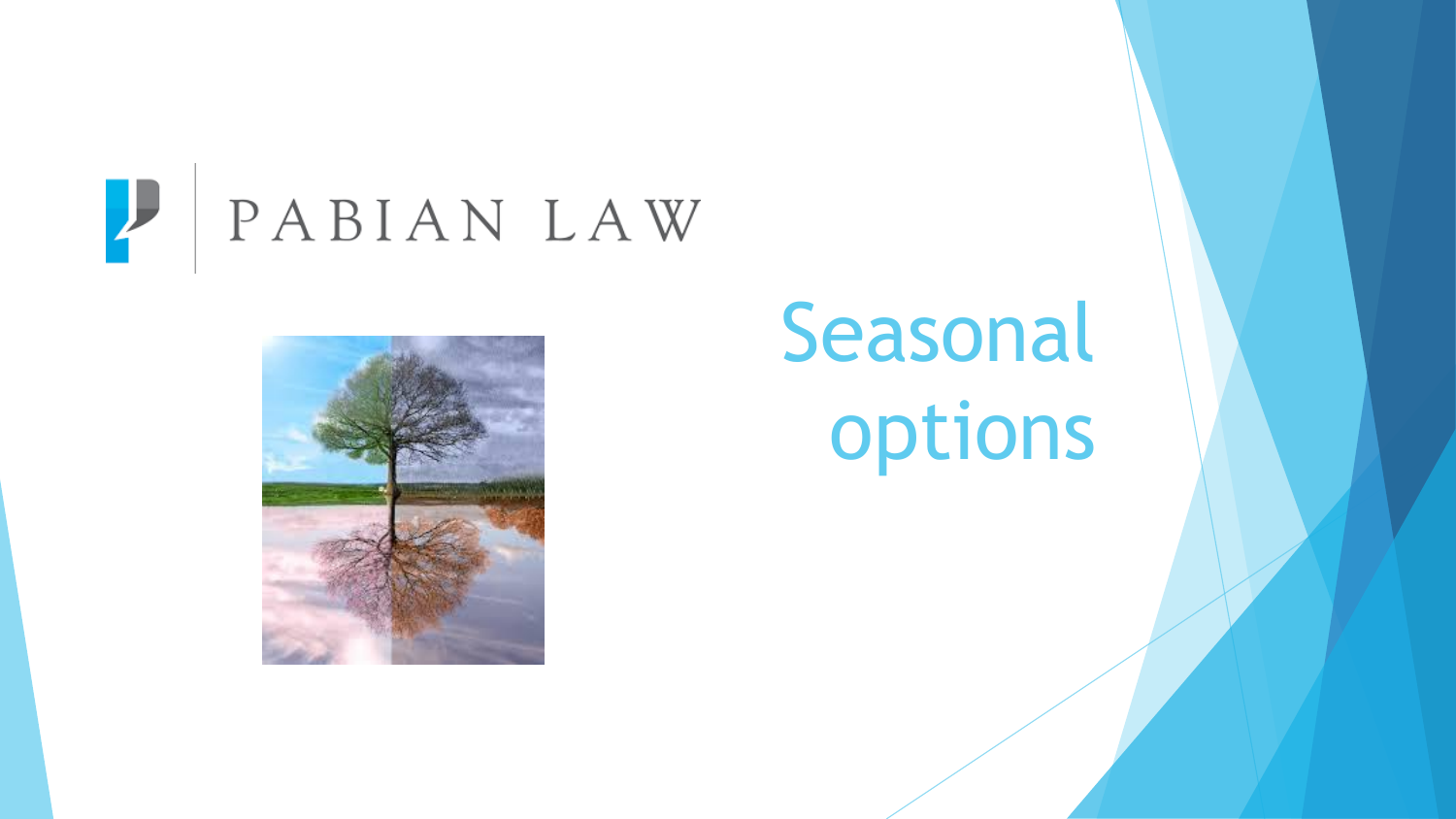PABIAN LAW

# Seasonal options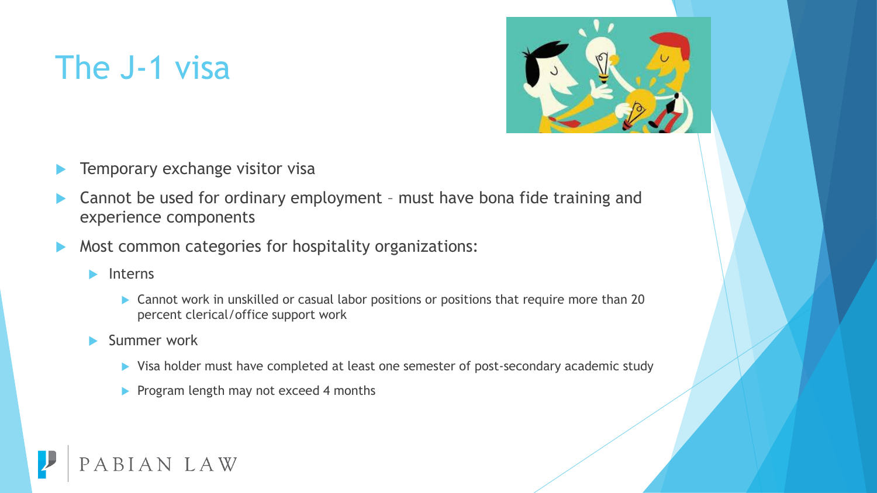# The J-1 visa

- Temporary exchange visitor visa
- Cannot be used for ordinary employment – must have bona fide training and experience components
- Most common categories for hospitality organizations:
  - Interns
    - Cannot work in unskilled or casual labor positions or positions that require more than 20 percent clerical/office support work
  - Summer work
    - Visa holder must have completed at least one semester of post-secondary academic study
    - Program length may not exceed 4 months

PABIAN LAW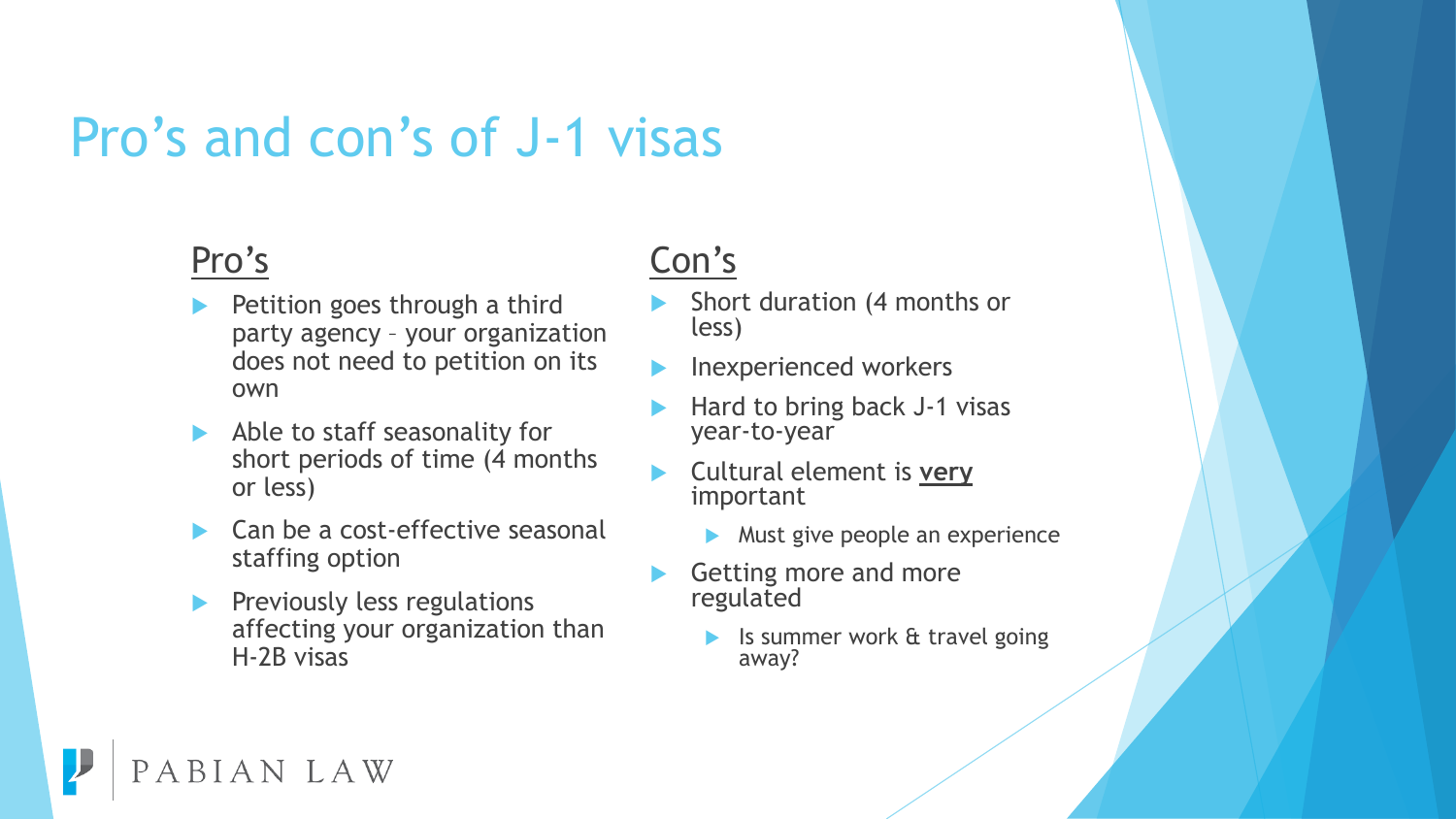# Pro's and con's of J-1 visas

## Pro's

- Petition goes through a third party agency – your organization does not need to petition on its own
- Able to staff seasonality for short periods of time (4 months or less)
- Can be a cost-effective seasonal staffing option
- Previously less regulations affecting your organization than H-2B visas

## Con's

- Short duration (4 months or less)
- Inexperienced workers
- Hard to bring back J-1 visas year-to-year
- Cultural element is **very** important
  - Must give people an experience
- Getting more and more regulated
  - Is summer work & travel going away?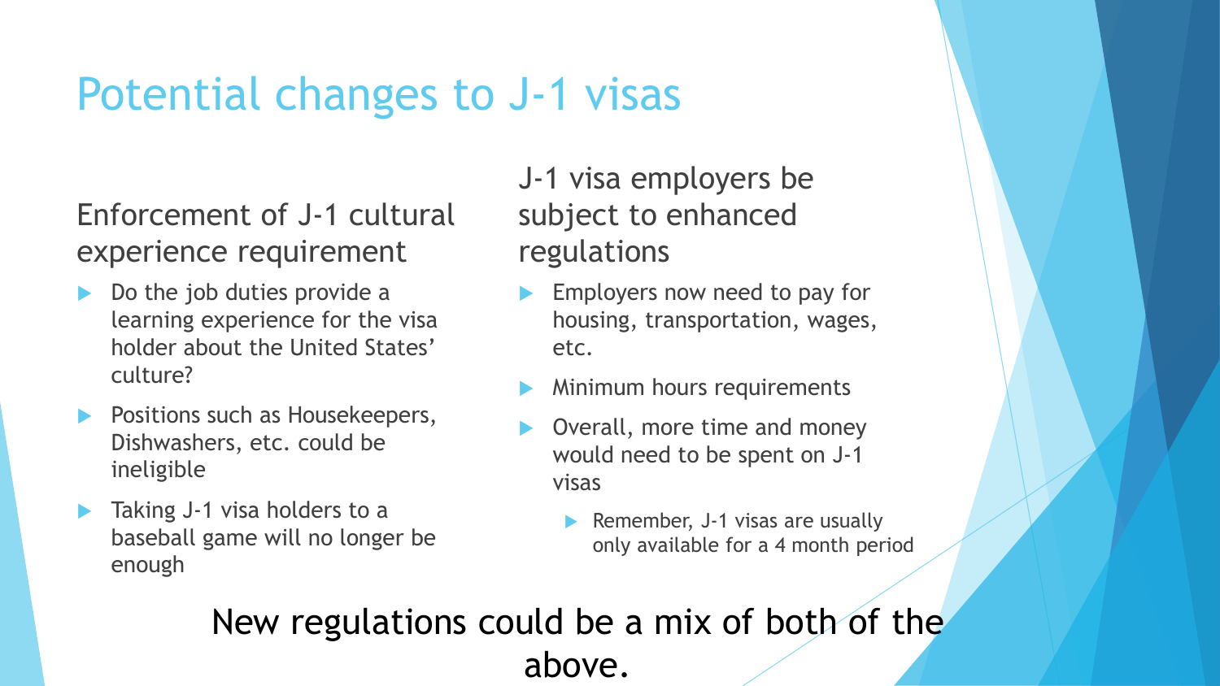# Potential changes to J-1 visas

## Enforcement of J-1 cultural experience requirement

- Do the job duties provide a learning experience for the visa holder about the United States' culture?
- Positions such as Housekeepers, Dishwashers, etc. could be ineligible
- Taking J-1 visa holders to a baseball game will no longer be enough

## J-1 visa employers be subject to enhanced regulations

- Employers now need to pay for housing, transportation, wages, etc.
- Minimum hours requirements
- Overall, more time and money would need to be spent on J-1 visas
  - Remember, J-1 visas are usually only available for a 4 month period

New regulations could be a mix of both of the above.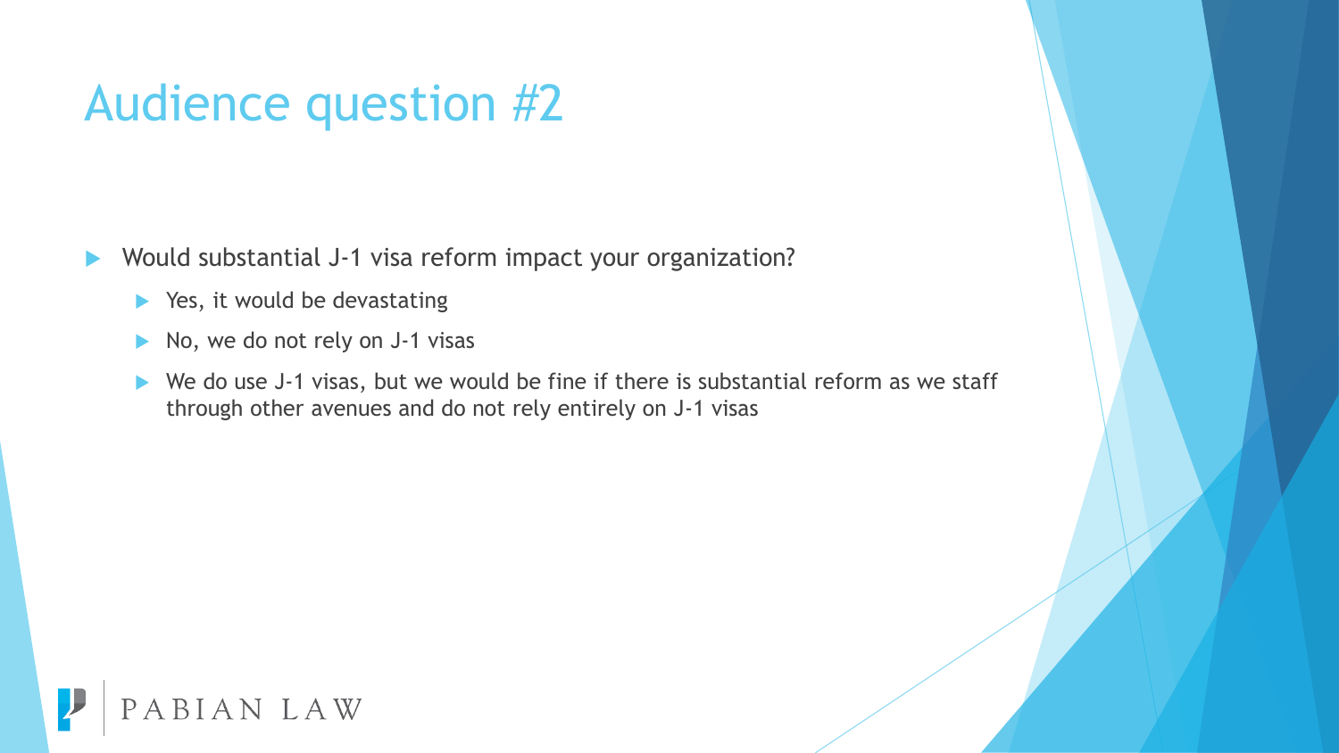# Audience question #2

- Would substantial J-1 visa reform impact your organization?
  - Yes, it would be devastating
  - No, we do not rely on J-1 visas
  - We do use J-1 visas, but we would be fine if there is substantial reform as we staff through other avenues and do not rely entirely on J-1 visas

PABIAN LAW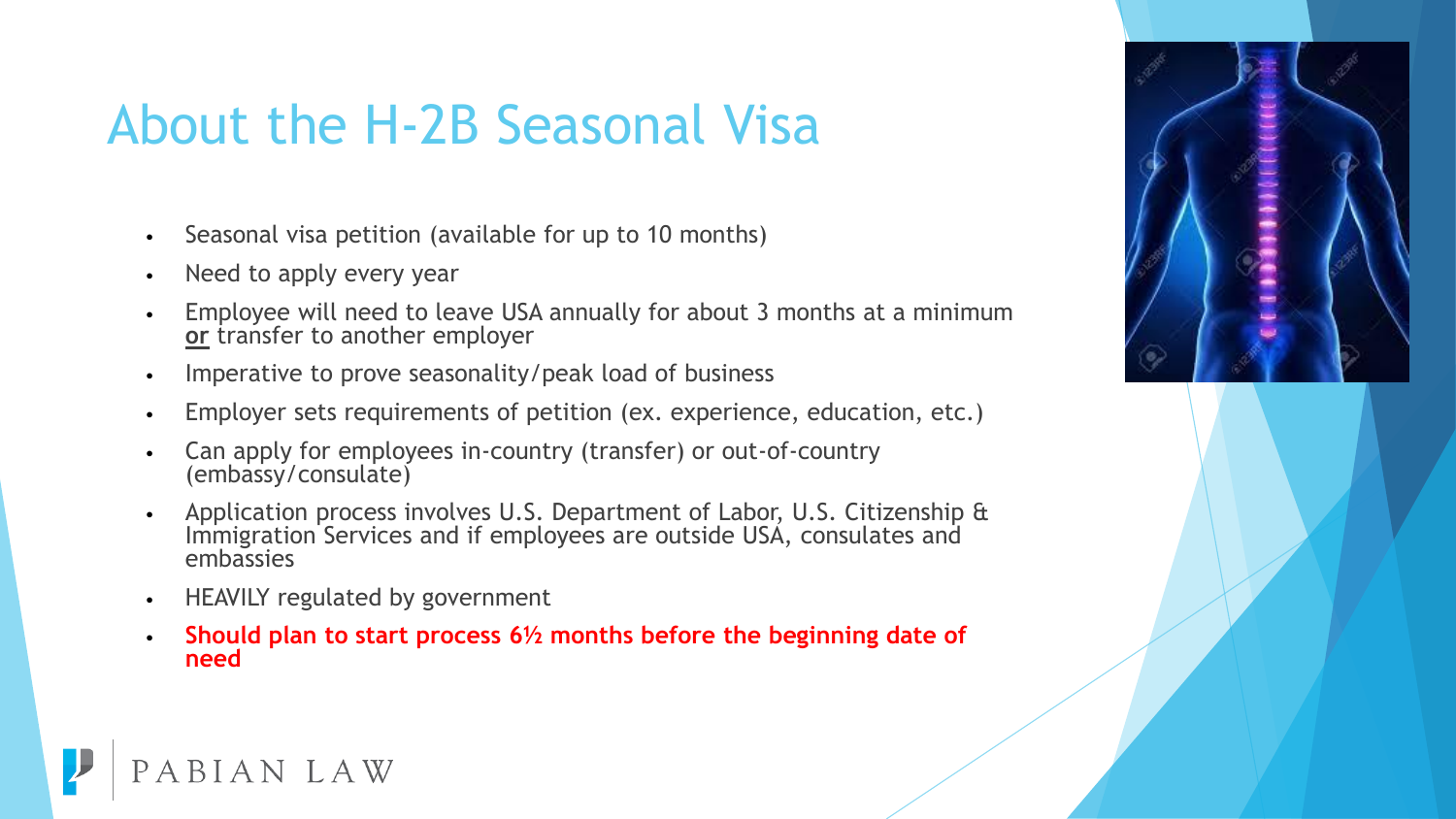# About the H-2B Seasonal Visa

- Seasonal visa petition (available for up to 10 months)
- Need to apply every year
- Employee will need to leave USA annually for about 3 months at a minimum **or** transfer to another employer
- Imperative to prove seasonality/peak load of business
- Employer sets requirements of petition (ex. experience, education, etc.)
- Can apply for employees in-country (transfer) or out-of-country (embassy/consulate)
- Application process involves U.S. Department of Labor, U.S. Citizenship & Immigration Services and if employees are outside USA, consulates and embassies
- HEAVILY regulated by government
- **Should plan to start process 6½ months before the beginning date of need**

PABIAN LAW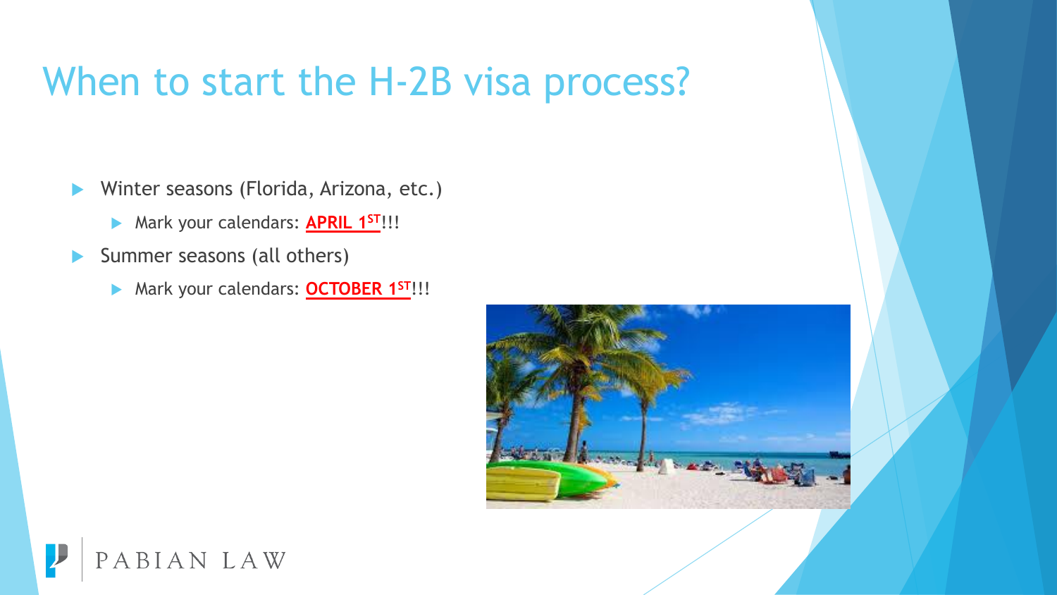# When to start the H-2B visa process?

- Winter seasons (Florida, Arizona, etc.)
  - Mark your calendars: **APRIL 1ST**!!!
- Summer seasons (all others)
  - Mark your calendars: **OCTOBER 1ST**!!!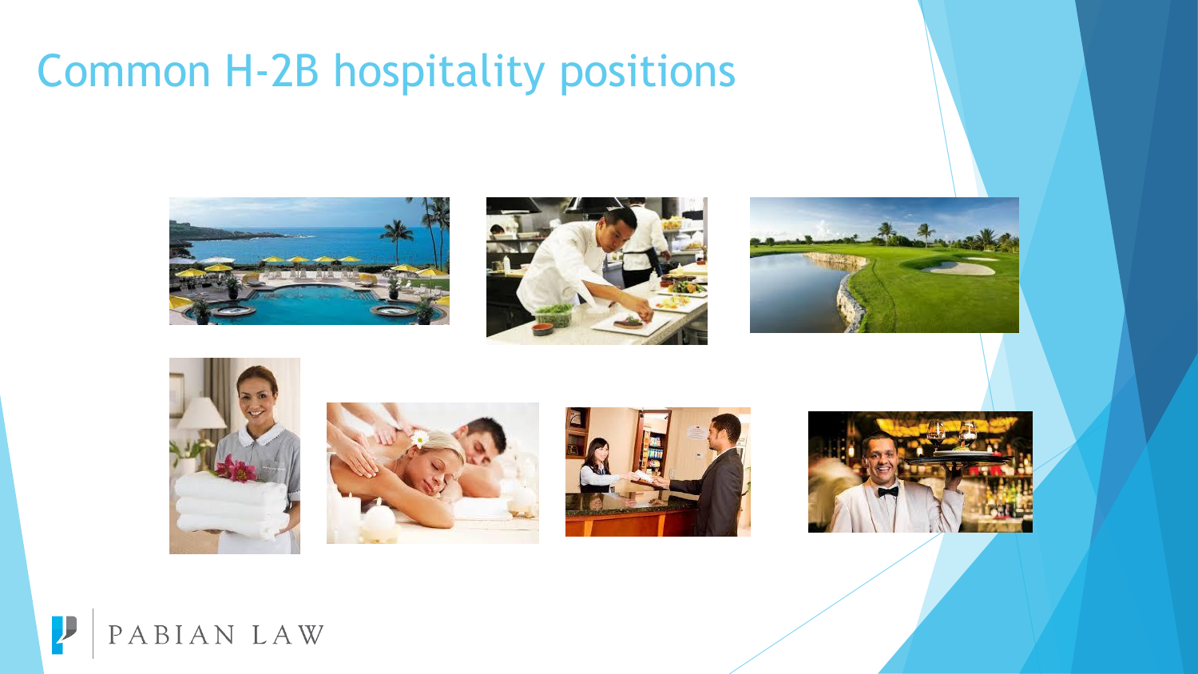# Common H-2B hospitality positions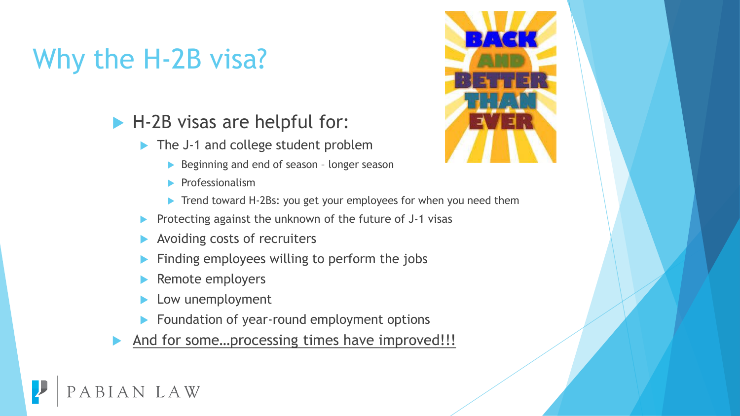# Why the H-2B visa?

- H-2B visas are helpful for:
  - The J-1 and college student problem
    - Beginning and end of season – longer season
    - Professionalism
    - Trend toward H-2Bs: you get your employees for when you need them
  - Protecting against the unknown of the future of J-1 visas
  - Avoiding costs of recruiters
  - Finding employees willing to perform the jobs
  - Remote employers
  - Low unemployment
  - Foundation of year-round employment options
- And for some…processing times have improved!!!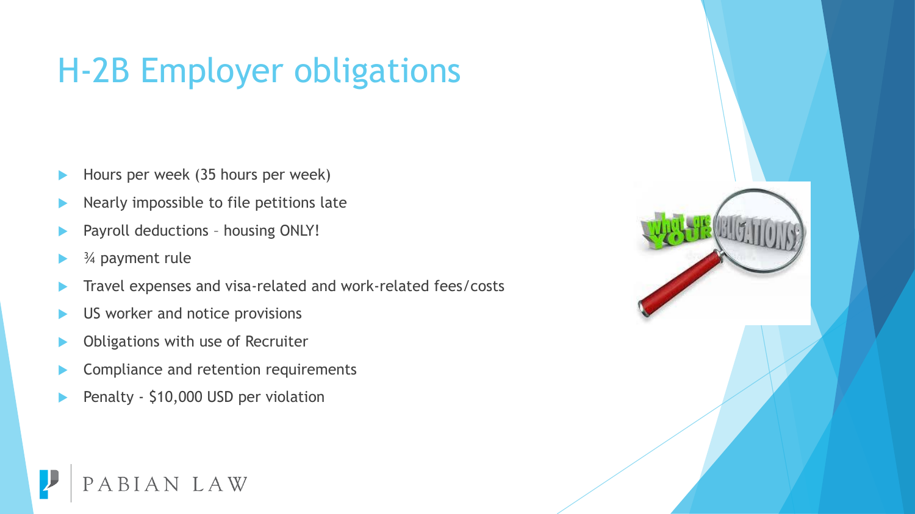# H-2B Employer obligations

- Hours per week (35 hours per week)
- Nearly impossible to file petitions late
- Payroll deductions – housing ONLY!
- ¾ payment rule
- Travel expenses and visa-related and work-related fees/costs
- US worker and notice provisions
- Obligations with use of Recruiter
- Compliance and retention requirements
- Penalty - $10,000 USD per violation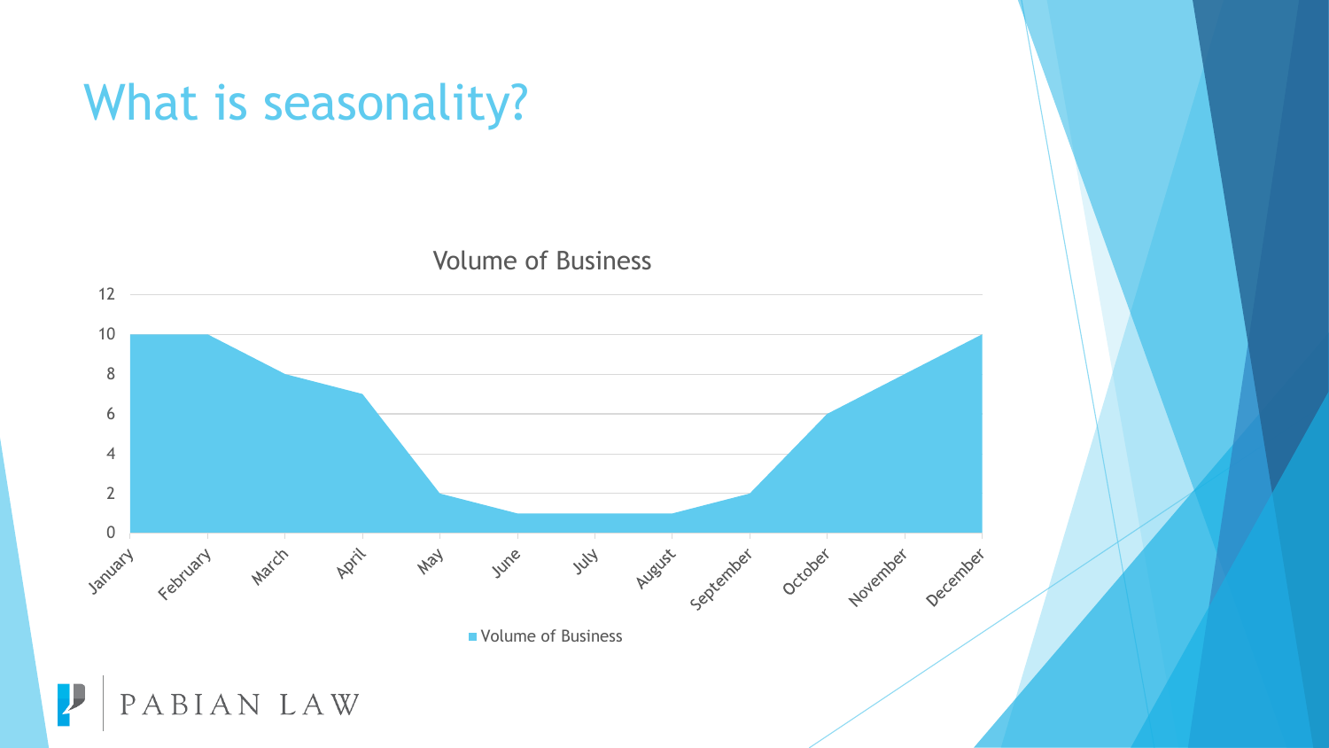# What is seasonality?

**Volume of Business**

| Month | Volume of Business |
| --- | --- |
| January | 10 |
| February | 10 |
| March | 8 |
| April | 7 |
| May | 2 |
| June | 1 |
| July | 1 |
| August | 1 |
| September | 2 |
| October | 6 |
| November | 8 |
| December | 10 |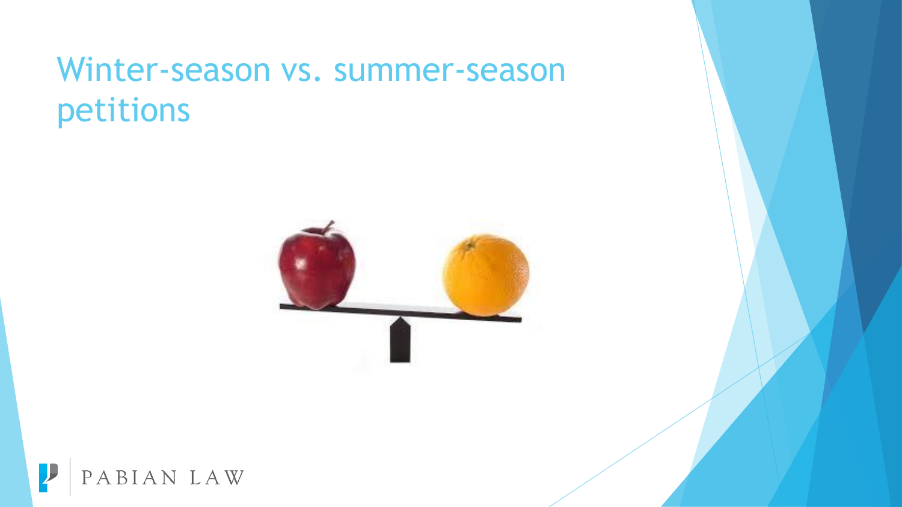# Winter-season vs. summer-season petitions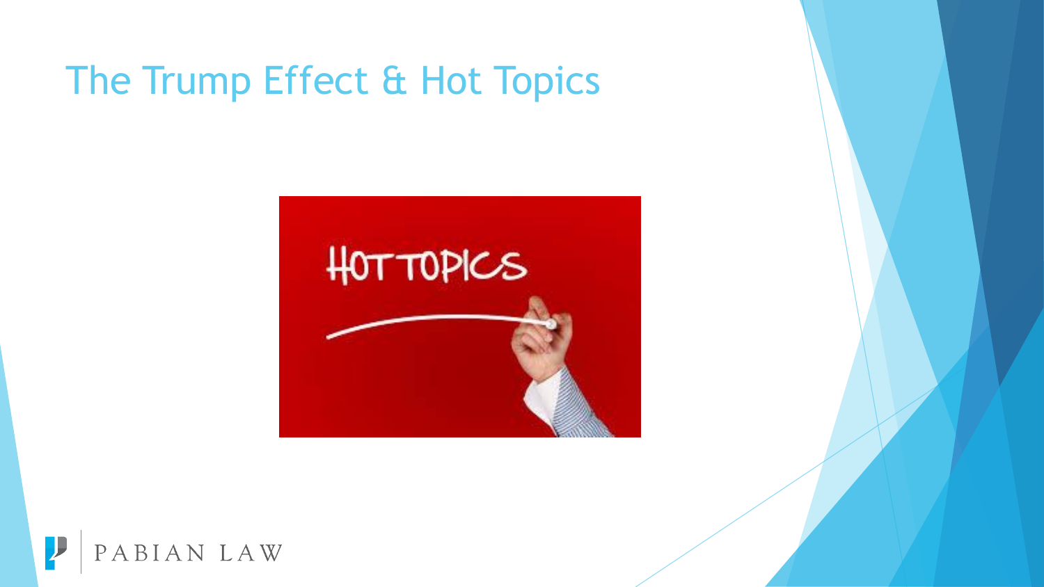# The Trump Effect & Hot Topics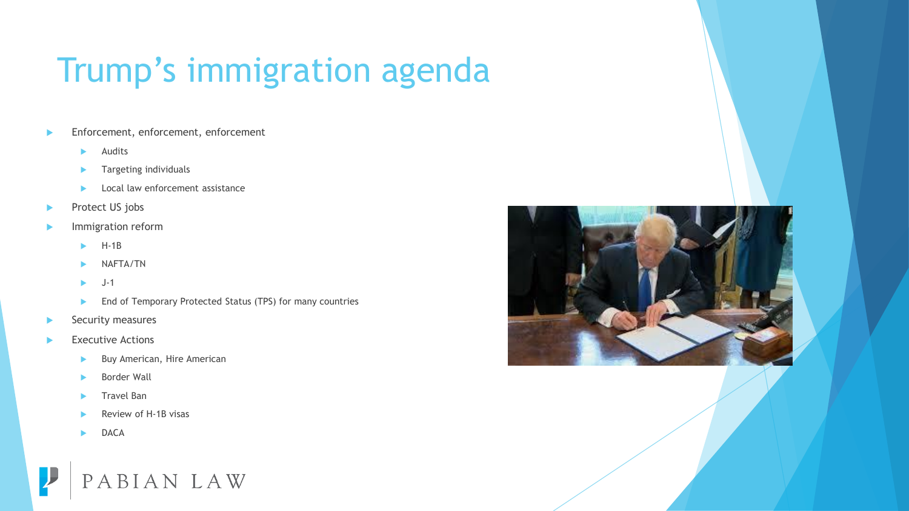# Trump's immigration agenda

- Enforcement, enforcement, enforcement
  - Audits
  - Targeting individuals
  - Local law enforcement assistance
- Protect US jobs
- Immigration reform
  - H-1B
  - NAFTA/TN
  - J-1
  - End of Temporary Protected Status (TPS) for many countries
- Security measures
- Executive Actions
  - Buy American, Hire American
  - Border Wall
  - Travel Ban
  - Review of H-1B visas
  - DACA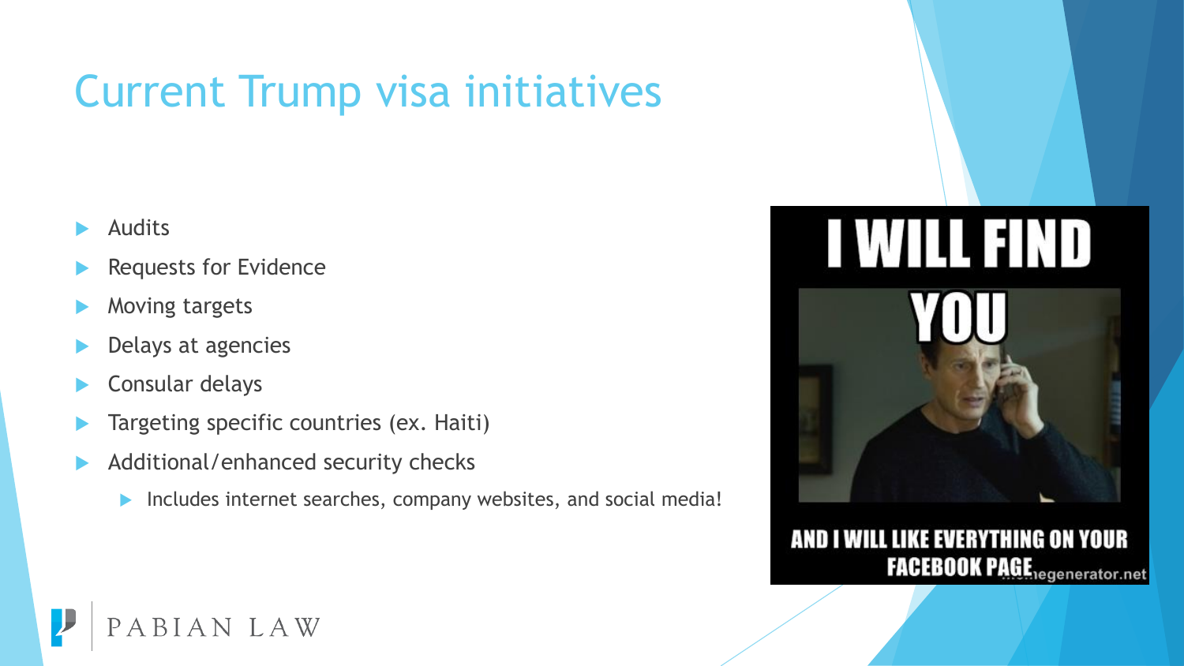# Current Trump visa initiatives

- Audits
- Requests for Evidence
- Moving targets
- Delays at agencies
- Consular delays
- Targeting specific countries (ex. Haiti)
- Additional/enhanced security checks
  - Includes internet searches, company websites, and social media!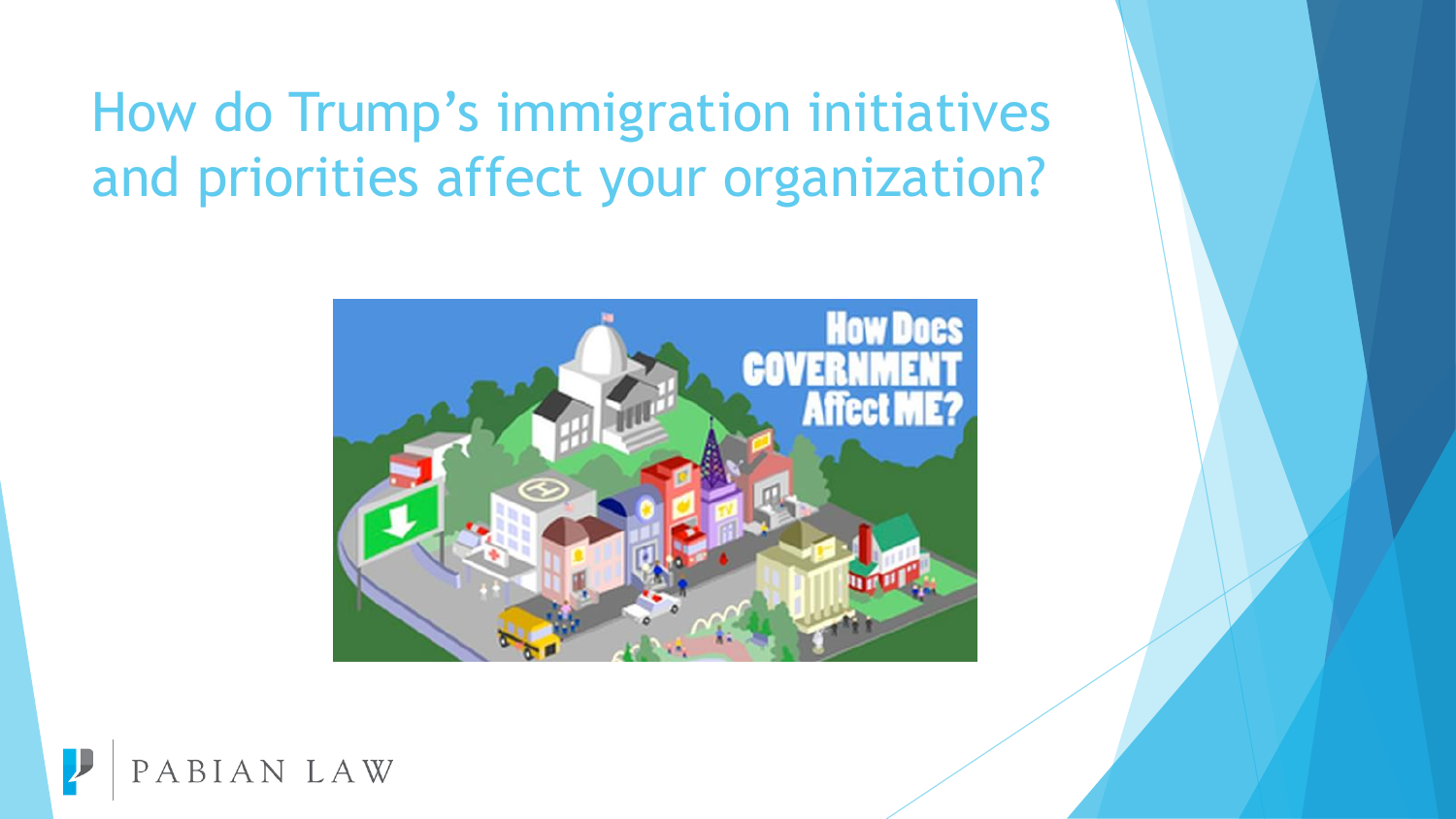# How do Trump's immigration initiatives and priorities affect your organization?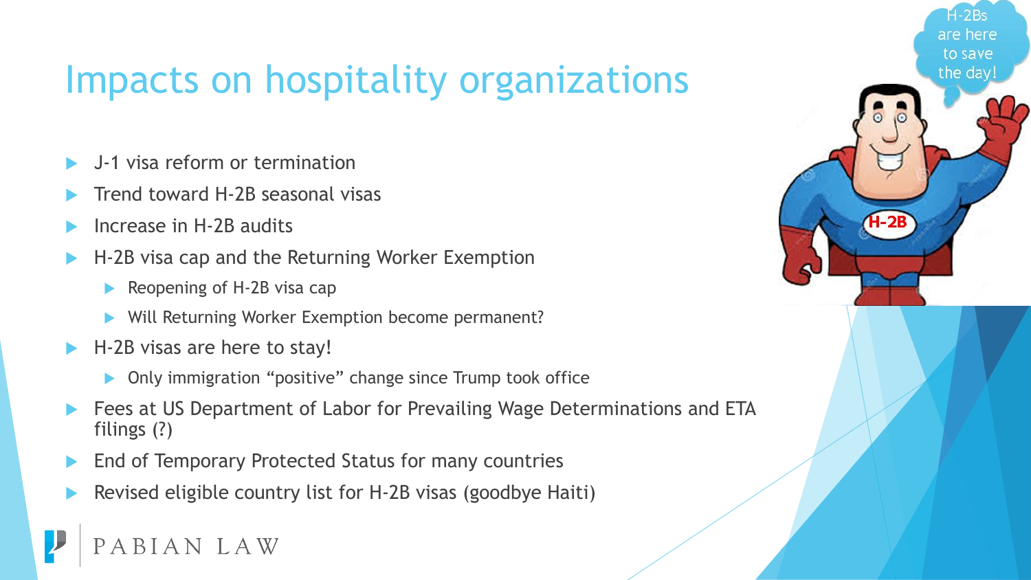# Impacts on hospitality organizations

- J-1 visa reform or termination
- Trend toward H-2B seasonal visas
- Increase in H-2B audits
- H-2B visa cap and the Returning Worker Exemption
  - Reopening of H-2B visa cap
  - Will Returning Worker Exemption become permanent?
- H-2B visas are here to stay!
  - Only immigration “positive” change since Trump took office
- Fees at US Department of Labor for Prevailing Wage Determinations and ETA filings (?)
- End of Temporary Protected Status for many countries
- Revised eligible country list for H-2B visas (goodbye Haiti)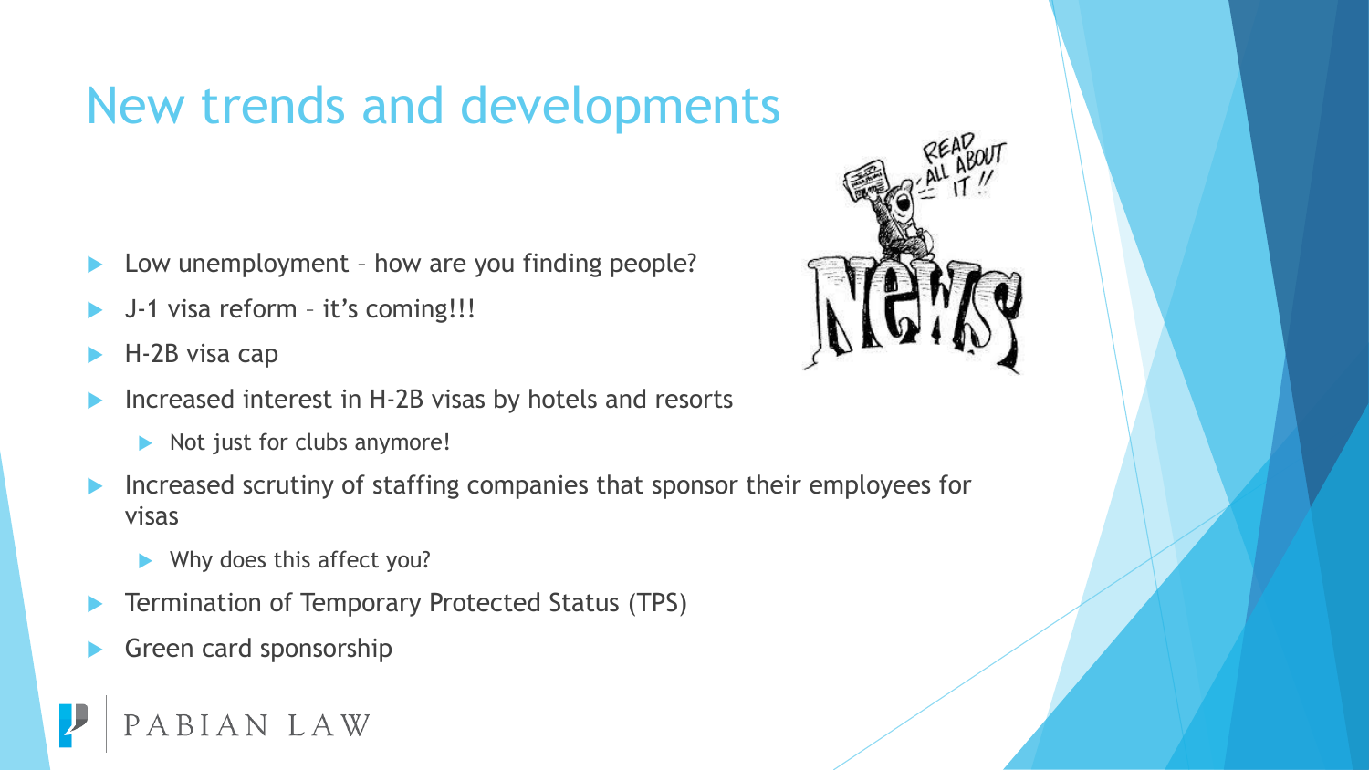# New trends and developments

- Low unemployment – how are you finding people?
- J-1 visa reform – it's coming!!!
- H-2B visa cap
- Increased interest in H-2B visas by hotels and resorts
  - Not just for clubs anymore!
- Increased scrutiny of staffing companies that sponsor their employees for visas
  - Why does this affect you?
- Termination of Temporary Protected Status (TPS)
- Green card sponsorship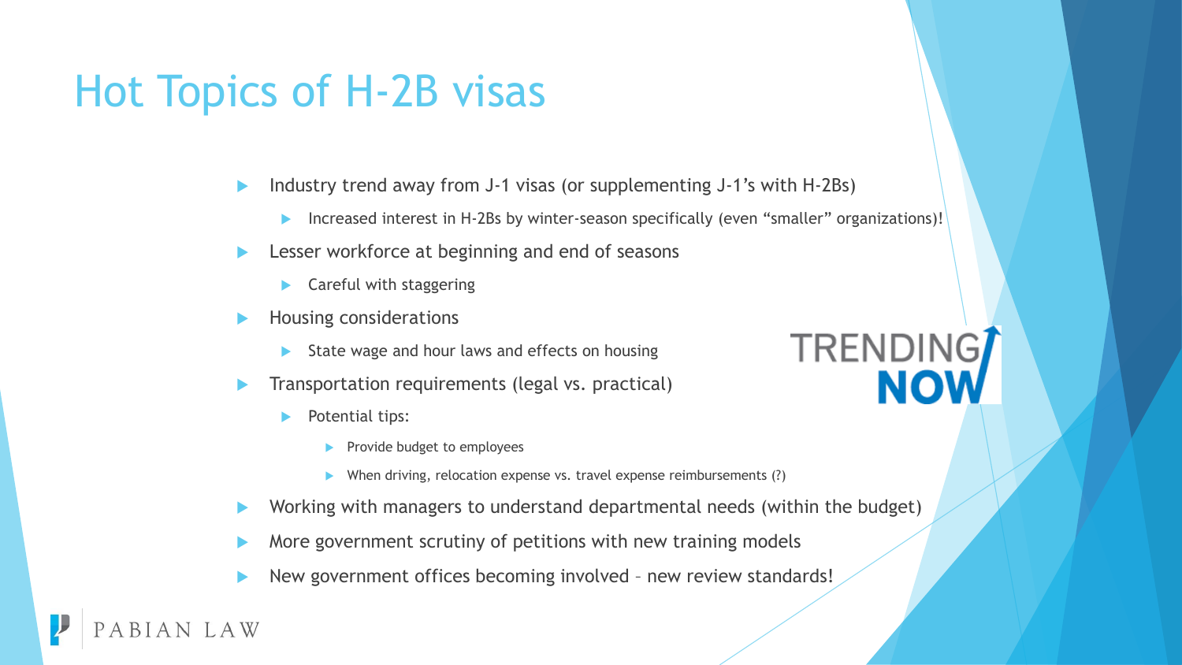# Hot Topics of H-2B visas

- Industry trend away from J-1 visas (or supplementing J-1's with H-2Bs)
  - Increased interest in H-2Bs by winter-season specifically (even "smaller" organizations)!
- Lesser workforce at beginning and end of seasons
  - Careful with staggering
- Housing considerations
  - State wage and hour laws and effects on housing
- Transportation requirements (legal vs. practical)
  - Potential tips:
    - Provide budget to employees
    - When driving, relocation expense vs. travel expense reimbursements (?)
- Working with managers to understand departmental needs (within the budget)
- More government scrutiny of petitions with new training models
- New government offices becoming involved – new review standards!

TRENDING NOW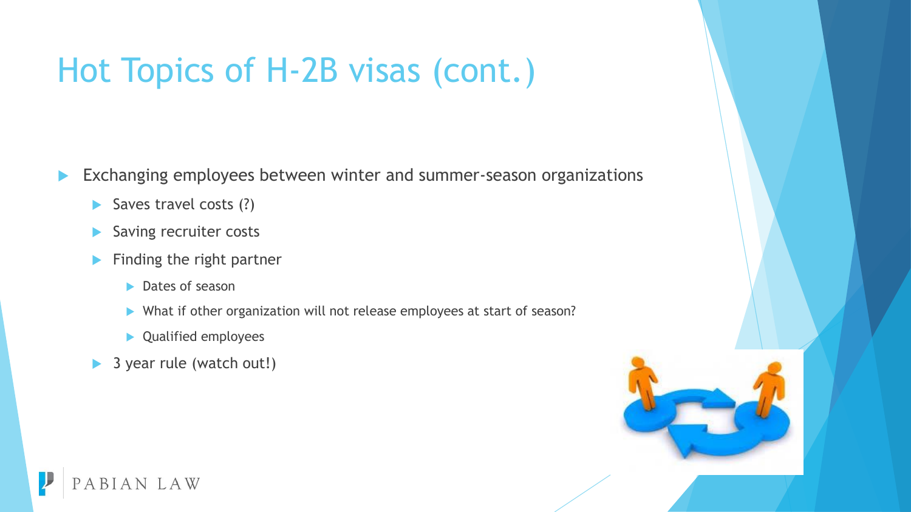# Hot Topics of H-2B visas (cont.)

- Exchanging employees between winter and summer-season organizations
  - Saves travel costs (?)
  - Saving recruiter costs
  - Finding the right partner
    - Dates of season
    - What if other organization will not release employees at start of season?
    - Qualified employees
  - 3 year rule (watch out!)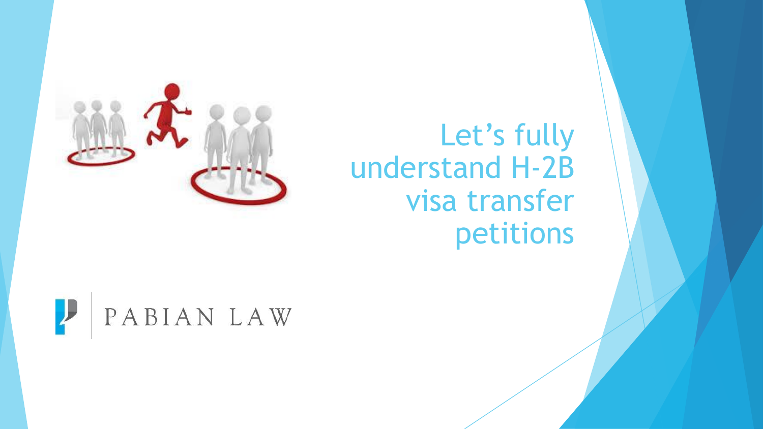# Let's fully understand H-2B visa transfer petitions

PABIAN LAW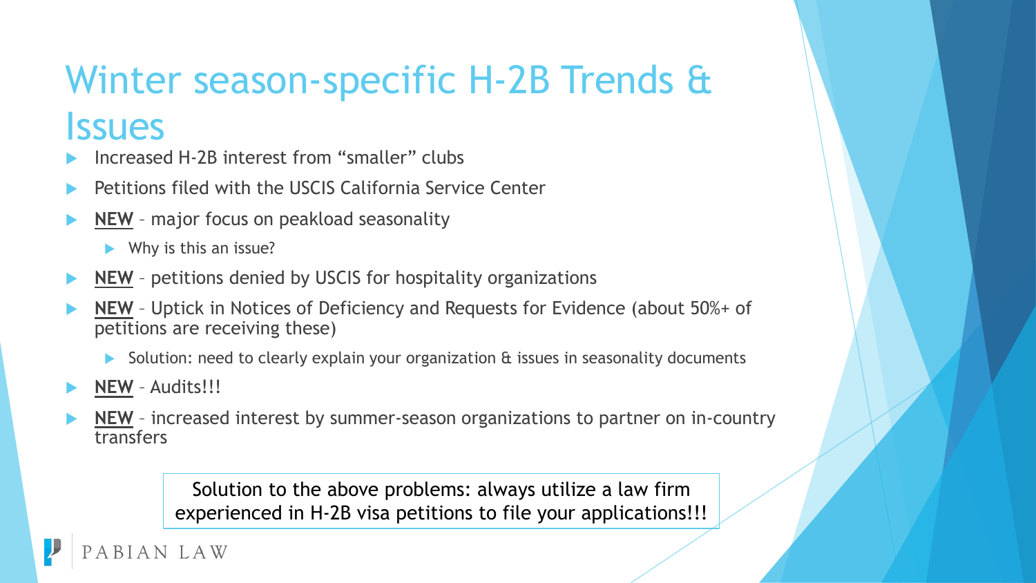# Winter season-specific H-2B Trends & Issues

- Increased H-2B interest from "smaller" clubs
- Petitions filed with the USCIS California Service Center
- **NEW** – major focus on peakload seasonality
  - Why is this an issue?
- **NEW** – petitions denied by USCIS for hospitality organizations
- **NEW** – Uptick in Notices of Deficiency and Requests for Evidence (about 50%+ of petitions are receiving these)
  - Solution: need to clearly explain your organization & issues in seasonality documents
- **NEW** – Audits!!!
- **NEW** – increased interest by summer-season organizations to partner on in-country transfers

Solution to the above problems: always utilize a law firm experienced in H-2B visa petitions to file your applications!!!

PABIAN LAW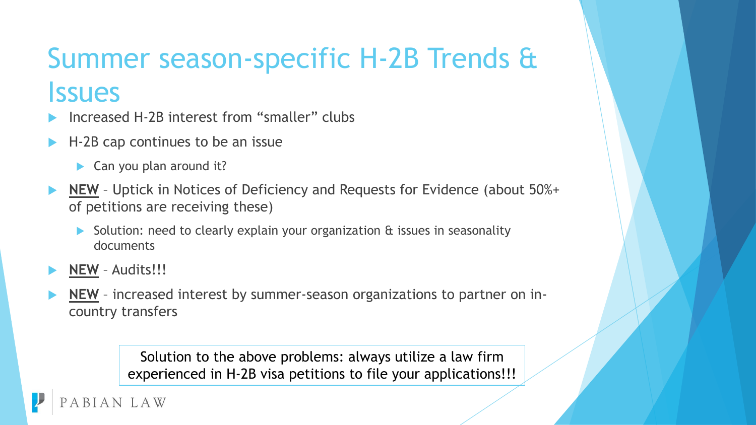# Summer season-specific H-2B Trends & Issues

- Increased H-2B interest from "smaller" clubs
- H-2B cap continues to be an issue
  - Can you plan around it?
- **NEW** – Uptick in Notices of Deficiency and Requests for Evidence (about 50%+ of petitions are receiving these)
  - Solution: need to clearly explain your organization & issues in seasonality documents
- **NEW** – Audits!!!
- **NEW** – increased interest by summer-season organizations to partner on in-country transfers

Solution to the above problems: always utilize a law firm experienced in H-2B visa petitions to file your applications!!!

PABIAN LAW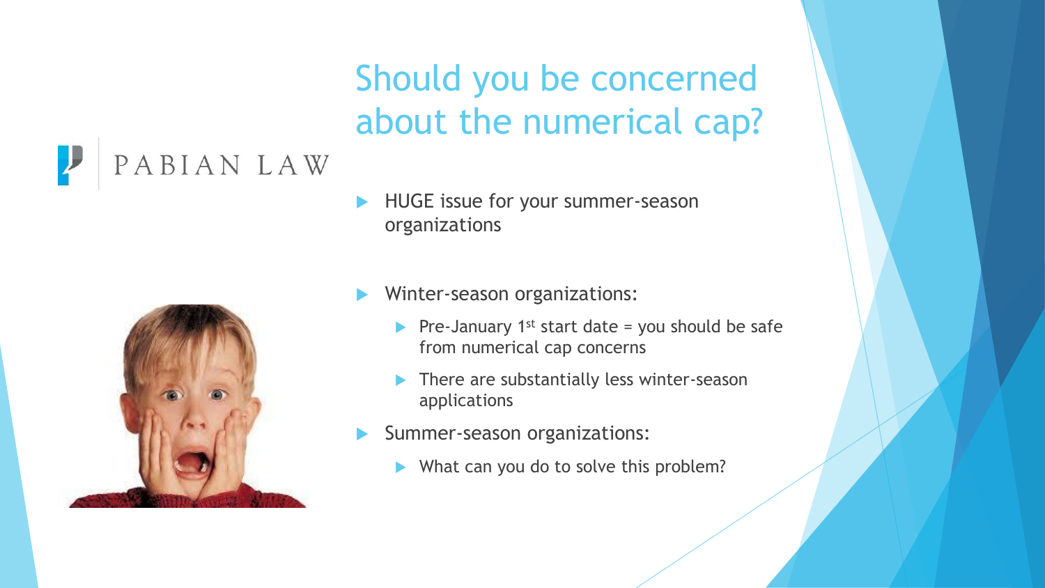# Should you be concerned about the numerical cap?

PABIAN LAW

- HUGE issue for your summer-season organizations
- Winter-season organizations:
  - Pre-January 1st start date = you should be safe from numerical cap concerns
  - There are substantially less winter-season applications
- Summer-season organizations:
  - What can you do to solve this problem?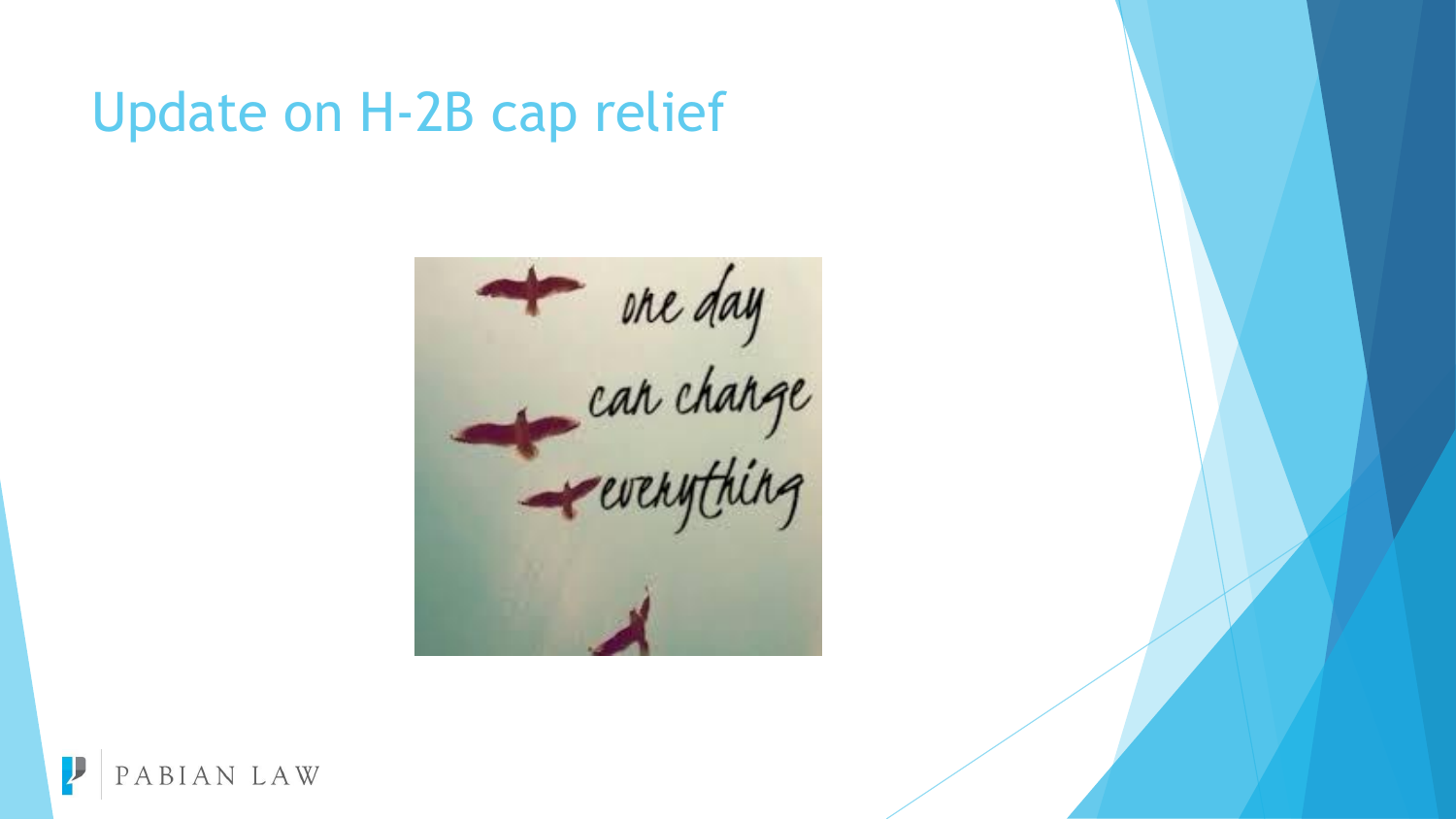# Update on H-2B cap relief

one day
can change
everything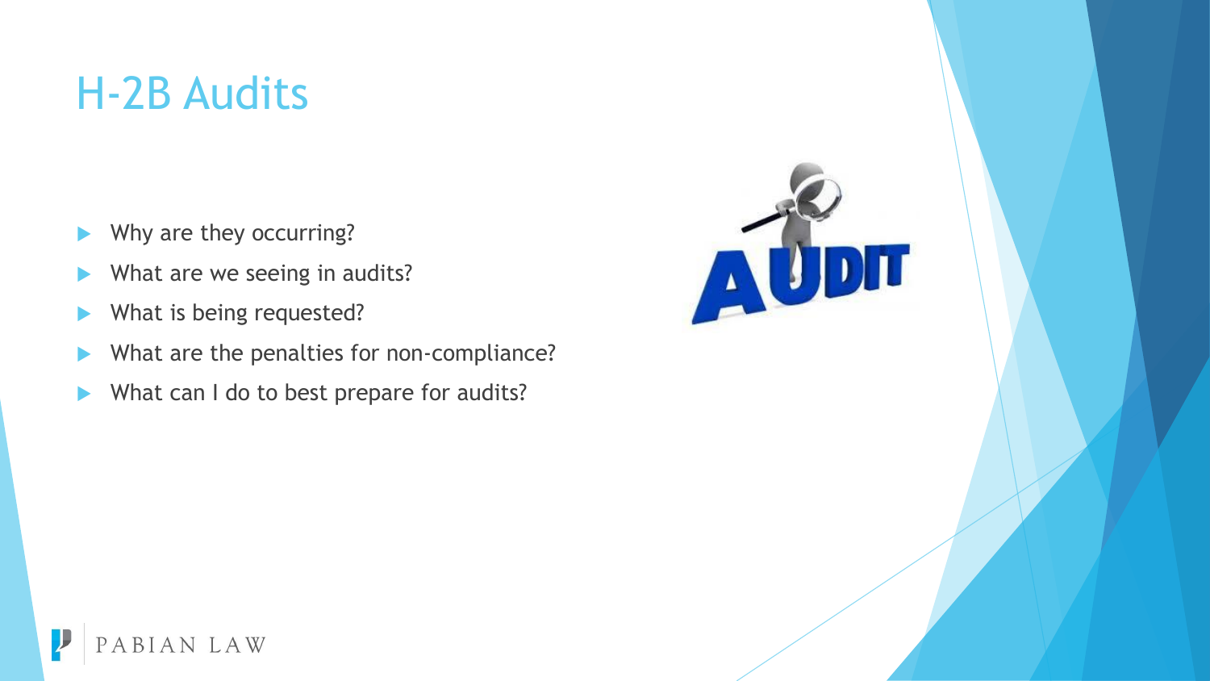# H-2B Audits

- Why are they occurring?
- What are we seeing in audits?
- What is being requested?
- What are the penalties for non-compliance?
- What can I do to best prepare for audits?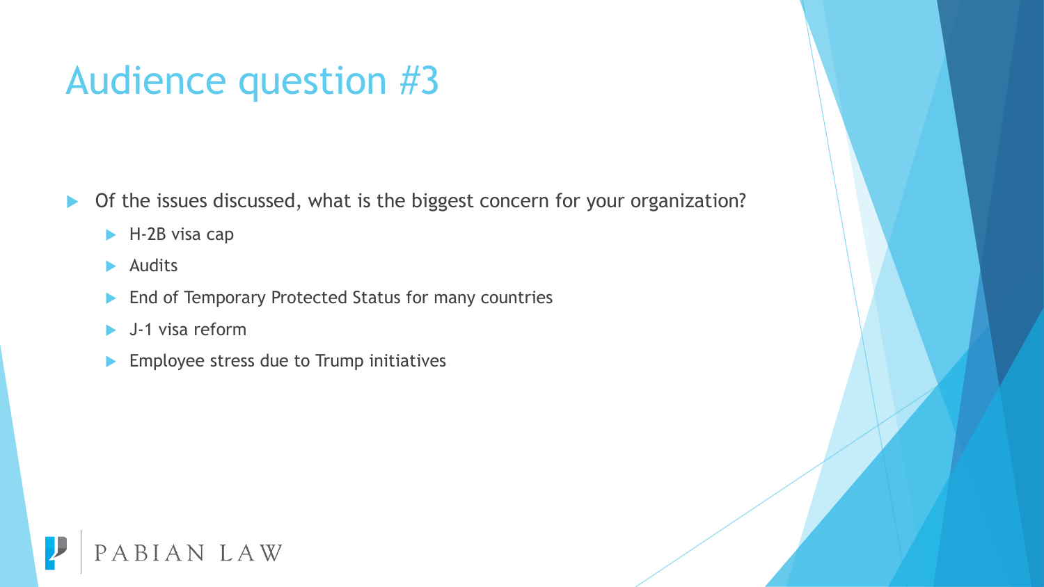# Audience question #3

- Of the issues discussed, what is the biggest concern for your organization?
  - H-2B visa cap
  - Audits
  - End of Temporary Protected Status for many countries
  - J-1 visa reform
  - Employee stress due to Trump initiatives

PABIAN LAW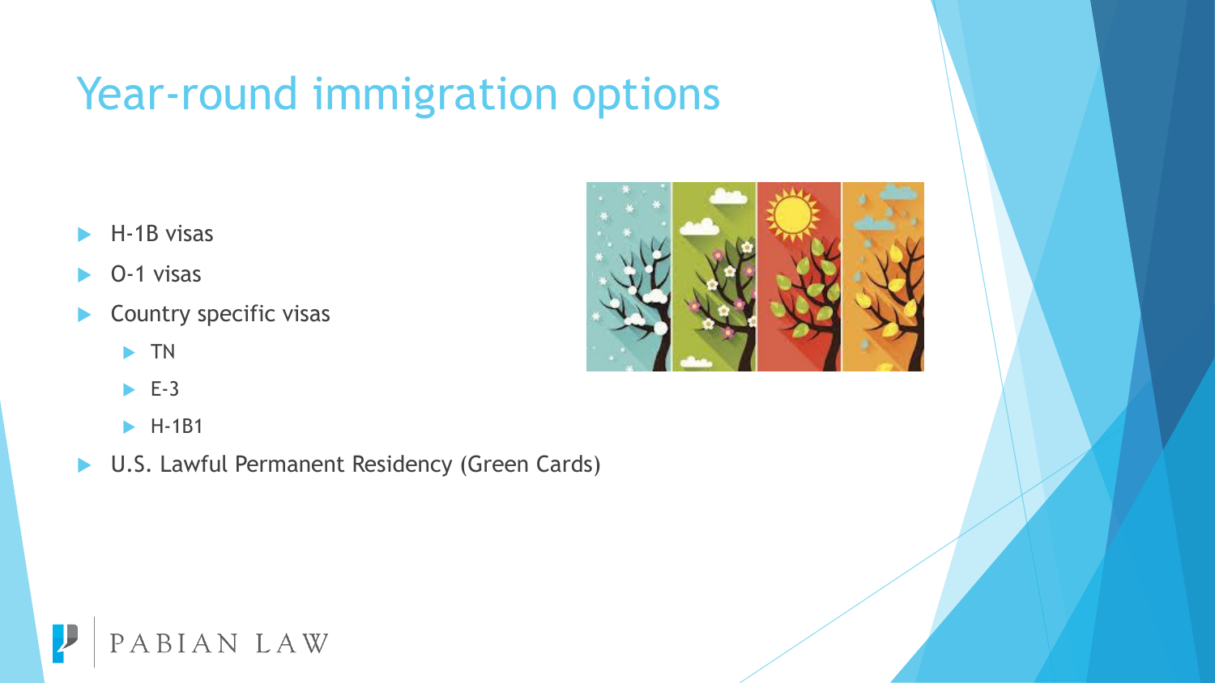# Year-round immigration options

- H-1B visas
- O-1 visas
- Country specific visas
  - TN
  - E-3
  - H-1B1
- U.S. Lawful Permanent Residency (Green Cards)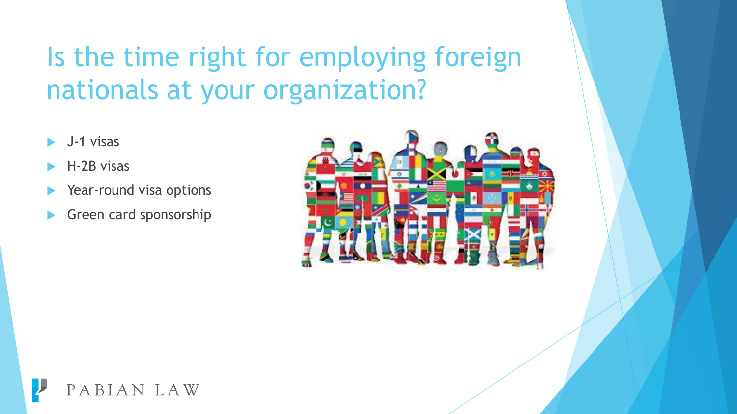# Is the time right for employing foreign nationals at your organization?

- J-1 visas
- H-2B visas
- Year-round visa options
- Green card sponsorship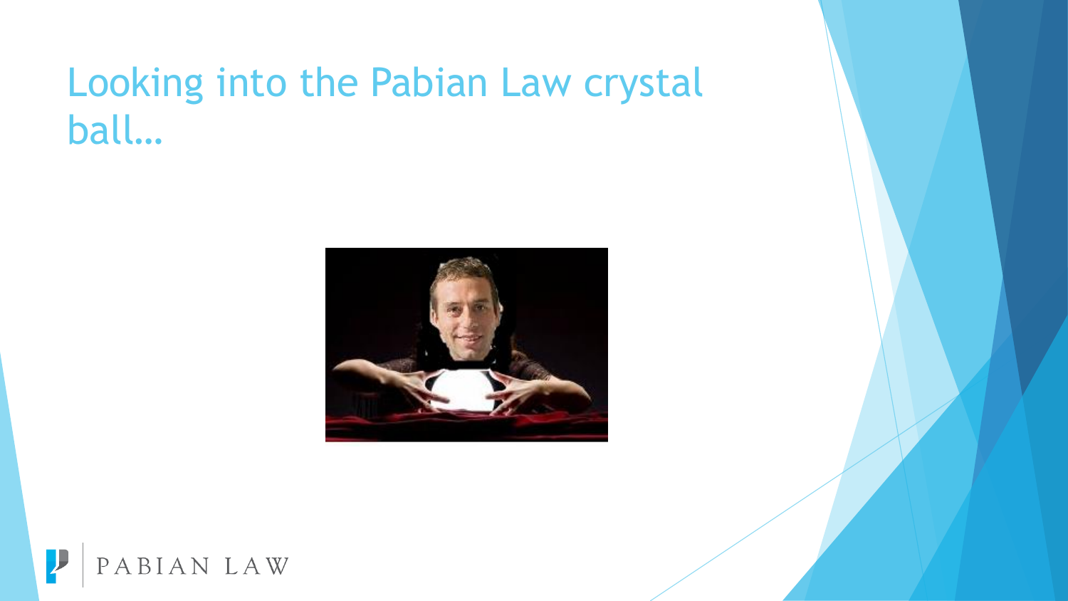# Looking into the Pabian Law crystal ball…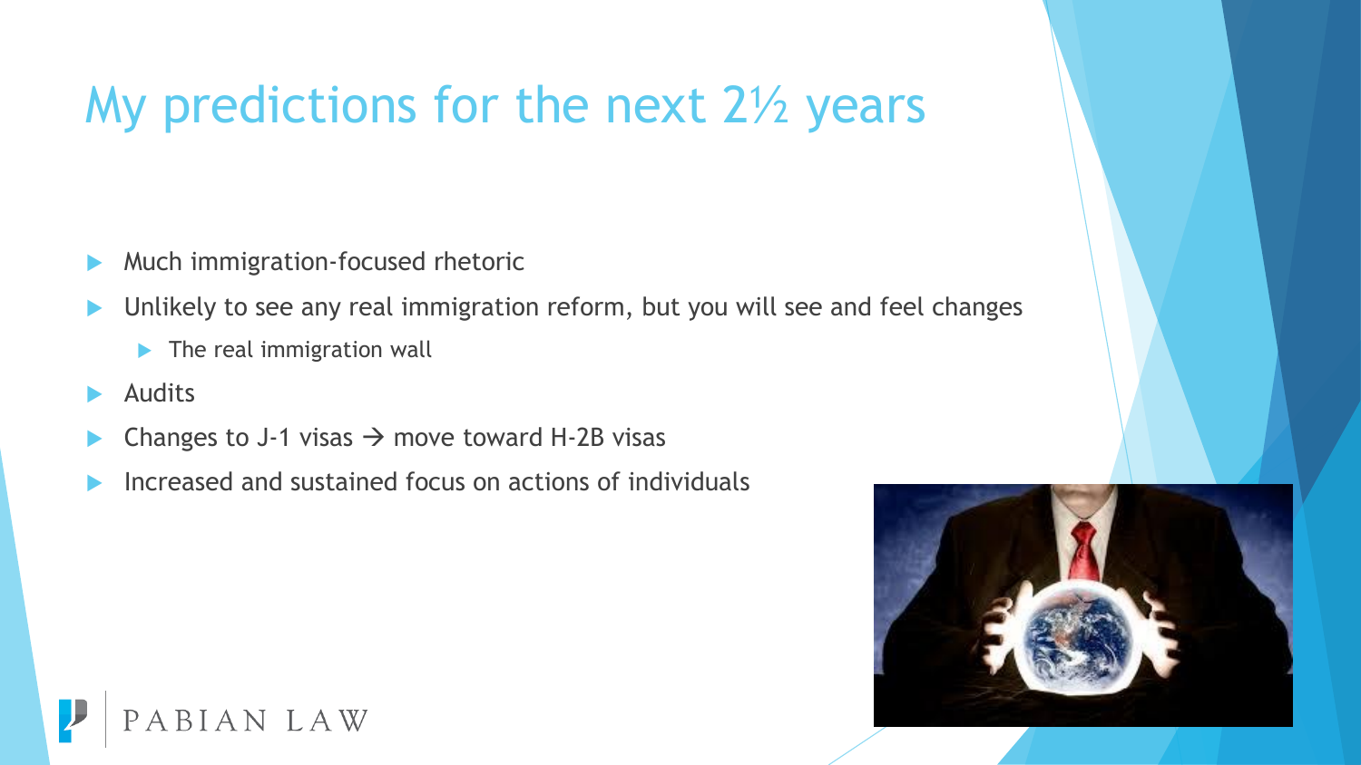# My predictions for the next 2½ years

- Much immigration-focused rhetoric
- Unlikely to see any real immigration reform, but you will see and feel changes
  - The real immigration wall
- Audits
- Changes to J-1 visas → move toward H-2B visas
- Increased and sustained focus on actions of individuals

PABIAN LAW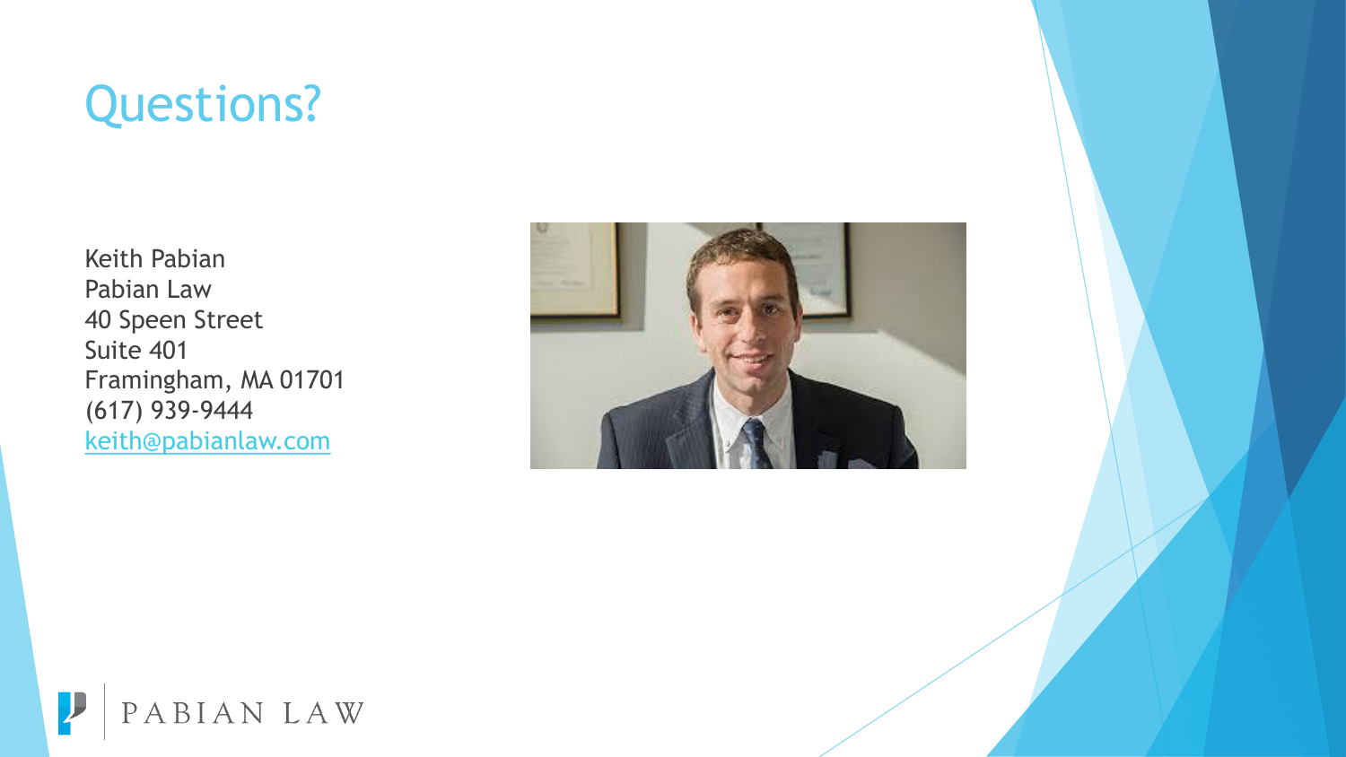# Questions?

Keith Pabian
Pabian Law
40 Speen Street
Suite 401
Framingham, MA 01701
(617) 939-9444
keith@pabianlaw.com

PABIAN LAW